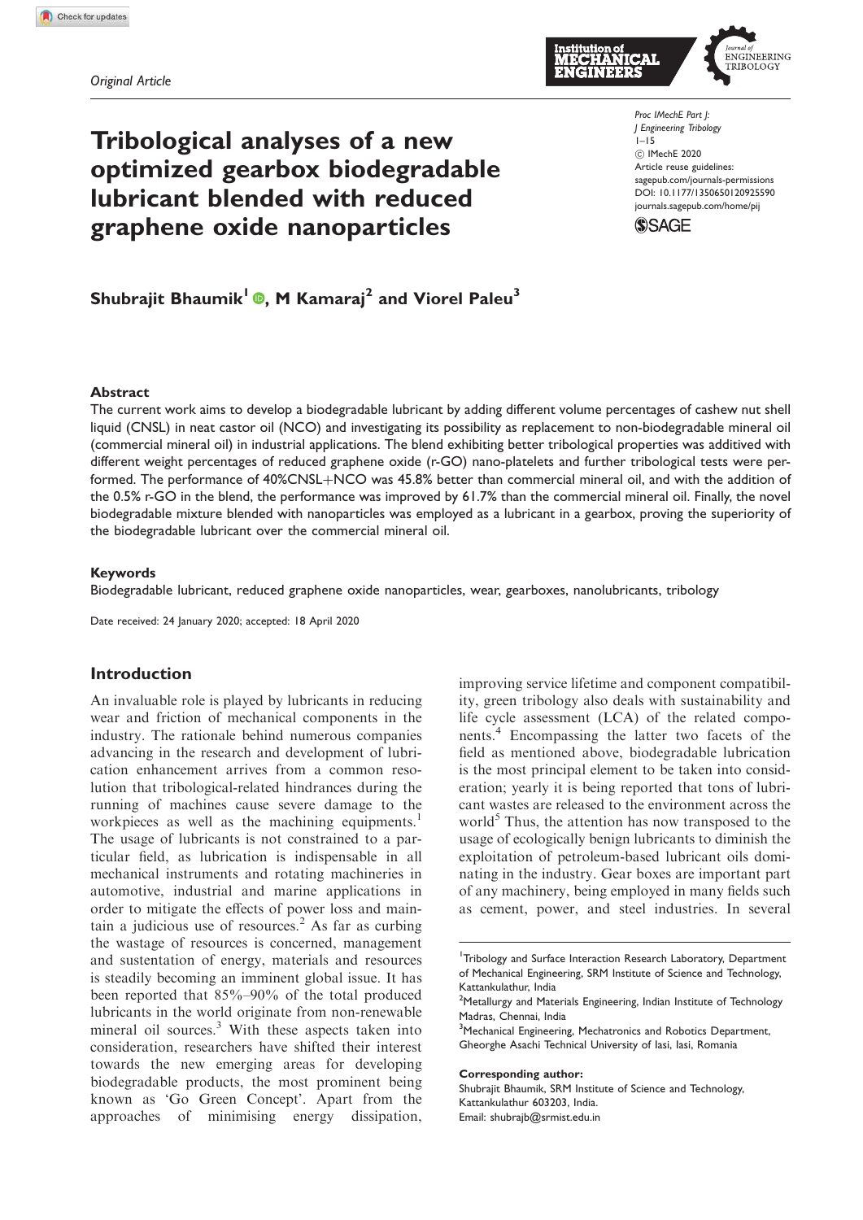*Original Article*

# Tribological analyses of a new optimized gearbox biodegradable lubricant blended with reduced graphene oxide nanoparticles

Proc IMechE Part J: J Engineering Tribology
1–15
© IMechE 2020
Article reuse guidelines: sagepub.com/journals-permissions
DOI: 10.1177/1350650120925590
journals.sagepub.com/home/pij

**Shubrajit Bhaumik[1], M Kamaraj[2] and Viorel Paleu[3]**

### Abstract

The current work aims to develop a biodegradable lubricant by adding different volume percentages of cashew nut shell liquid (CNSL) in neat castor oil (NCO) and investigating its possibility as replacement to non-biodegradable mineral oil (commercial mineral oil) in industrial applications. The blend exhibiting better tribological properties was additived with different weight percentages of reduced graphene oxide (r-GO) nano-platelets and further tribological tests were performed. The performance of 40%CNSL+NCO was 45.8% better than commercial mineral oil, and with the addition of the 0.5% r-GO in the blend, the performance was improved by 61.7% than the commercial mineral oil. Finally, the novel biodegradable mixture blended with nanoparticles was employed as a lubricant in a gearbox, proving the superiority of the biodegradable lubricant over the commercial mineral oil.

### Keywords

Biodegradable lubricant, reduced graphene oxide nanoparticles, wear, gearboxes, nanolubricants, tribology

Date received: 24 January 2020; accepted: 18 April 2020

## Introduction

An invaluable role is played by lubricants in reducing wear and friction of mechanical components in the industry. The rationale behind numerous companies advancing in the research and development of lubrication enhancement arrives from a common resolution that tribological-related hindrances during the running of machines cause severe damage to the workpieces as well as the machining equipments.[1] The usage of lubricants is not constrained to a particular field, as lubrication is indispensable in all mechanical instruments and rotating machineries in automotive, industrial and marine applications in order to mitigate the effects of power loss and maintain a judicious use of resources.[2] As far as curbing the wastage of resources is concerned, management and sustentation of energy, materials and resources is steadily becoming an imminent global issue. It has been reported that 85%–90% of the total produced lubricants in the world originate from non-renewable mineral oil sources.[3] With these aspects taken into consideration, researchers have shifted their interest towards the new emerging areas for developing biodegradable products, the most prominent being known as 'Go Green Concept'. Apart from the approaches of minimising energy dissipation, improving service lifetime and component compatibility, green tribology also deals with sustainability and life cycle assessment (LCA) of the related components.[4] Encompassing the latter two facets of the field as mentioned above, biodegradable lubrication is the most principal element to be taken into consideration; yearly it is being reported that tons of lubricant wastes are released to the environment across the world[5] Thus, the attention has now transposed to the usage of ecologically benign lubricants to diminish the exploitation of petroleum-based lubricant oils dominating in the industry. Gear boxes are important part of any machinery, being employed in many fields such as cement, power, and steel industries. In several

[1]Tribology and Surface Interaction Research Laboratory, Department of Mechanical Engineering, SRM Institute of Science and Technology, Kattankulathur, India
[2]Metallurgy and Materials Engineering, Indian Institute of Technology Madras, Chennai, India
[3]Mechanical Engineering, Mechatronics and Robotics Department, Gheorghe Asachi Technical University of Iasi, Iasi, Romania

**Corresponding author:**
Shubrajit Bhaumik, SRM Institute of Science and Technology, Kattankulathur 603203, India.
Email: shubrajb@srmist.edu.in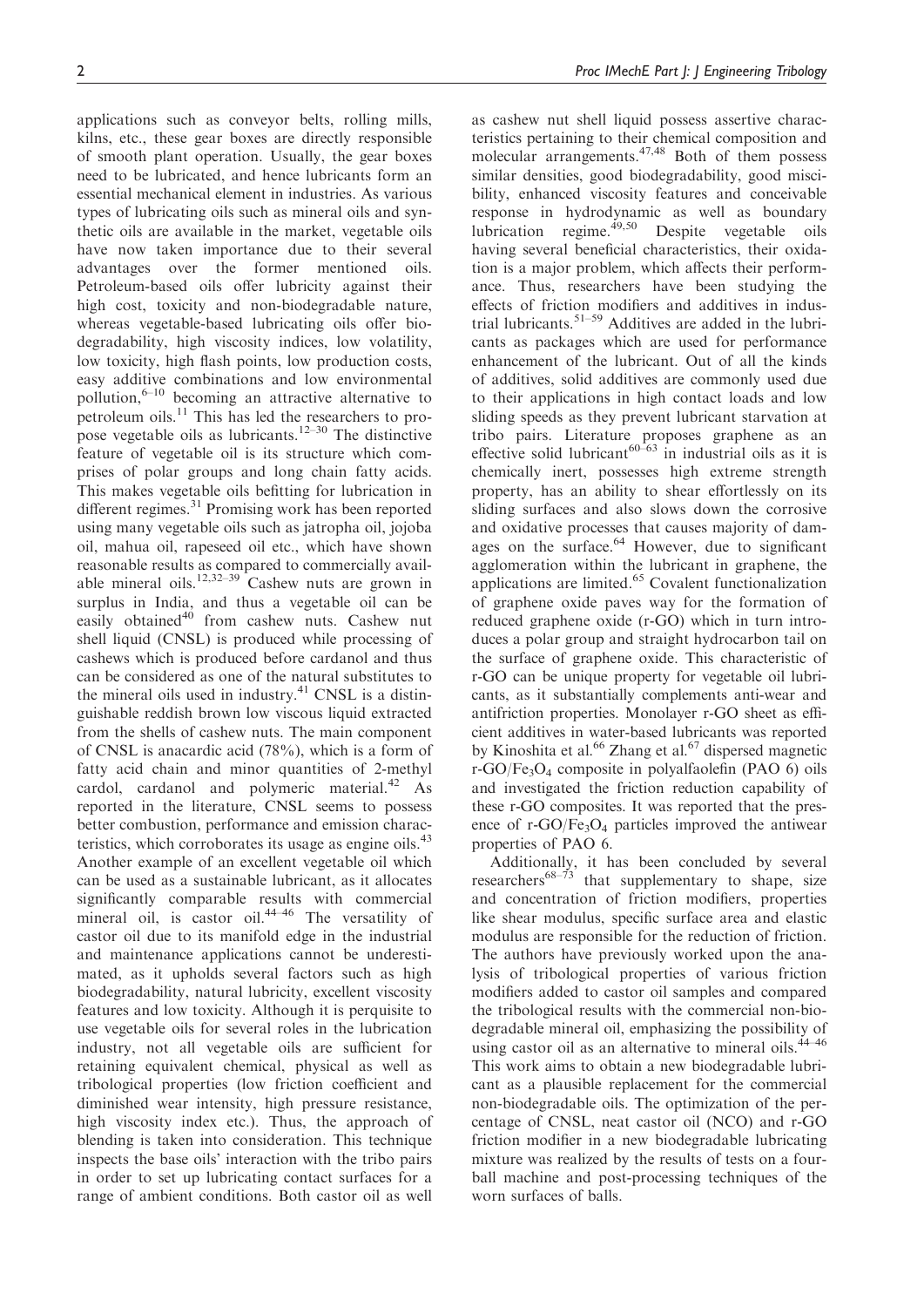applications such as conveyor belts, rolling mills, kilns, etc., these gear boxes are directly responsible of smooth plant operation. Usually, the gear boxes need to be lubricated, and hence lubricants form an essential mechanical element in industries. As various types of lubricating oils such as mineral oils and synthetic oils are available in the market, vegetable oils have now taken importance due to their several advantages over the former mentioned oils. Petroleum-based oils offer lubricity against their high cost, toxicity and non-biodegradable nature, whereas vegetable-based lubricating oils offer biodegradability, high viscosity indices, low volatility, low toxicity, high flash points, low production costs, easy additive combinations and low environmental pollution,[6–10] becoming an attractive alternative to petroleum oils.[11] This has led the researchers to propose vegetable oils as lubricants.[12–30] The distinctive feature of vegetable oil is its structure which comprises of polar groups and long chain fatty acids. This makes vegetable oils befitting for lubrication in different regimes.[31] Promising work has been reported using many vegetable oils such as jatropha oil, jojoba oil, mahua oil, rapeseed oil etc., which have shown reasonable results as compared to commercially available mineral oils.[12,32–39] Cashew nuts are grown in surplus in India, and thus a vegetable oil can be easily obtained[40] from cashew nuts. Cashew nut shell liquid (CNSL) is produced while processing of cashews which is produced before cardanol and thus can be considered as one of the natural substitutes to the mineral oils used in industry.[41] CNSL is a distinguishable reddish brown low viscous liquid extracted from the shells of cashew nuts. The main component of CNSL is anacardic acid (78%), which is a form of fatty acid chain and minor quantities of 2-methyl cardol, cardanol and polymeric material.[42] As reported in the literature, CNSL seems to possess better combustion, performance and emission characteristics, which corroborates its usage as engine oils.[43] Another example of an excellent vegetable oil which can be used as a sustainable lubricant, as it allocates significantly comparable results with commercial mineral oil, is castor oil.[44–46] The versatility of castor oil due to its manifold edge in the industrial and maintenance applications cannot be underestimated, as it upholds several factors such as high biodegradability, natural lubricity, excellent viscosity features and low toxicity. Although it is perquisite to use vegetable oils for several roles in the lubrication industry, not all vegetable oils are sufficient for retaining equivalent chemical, physical as well as tribological properties (low friction coefficient and diminished wear intensity, high pressure resistance, high viscosity index etc.). Thus, the approach of blending is taken into consideration. This technique inspects the base oils' interaction with the tribo pairs in order to set up lubricating contact surfaces for a range of ambient conditions. Both castor oil as well as cashew nut shell liquid possess assertive characteristics pertaining to their chemical composition and molecular arrangements.[47,48] Both of them possess similar densities, good biodegradability, good miscibility, enhanced viscosity features and conceivable response in hydrodynamic as well as boundary lubrication regime.[49,50] Despite vegetable oils having several beneficial characteristics, their oxidation is a major problem, which affects their performance. Thus, researchers have been studying the effects of friction modifiers and additives in industrial lubricants.[51–59] Additives are added in the lubricants as packages which are used for performance enhancement of the lubricant. Out of all the kinds of additives, solid additives are commonly used due to their applications in high contact loads and low sliding speeds as they prevent lubricant starvation at tribo pairs. Literature proposes graphene as an effective solid lubricant[60–63] in industrial oils as it is chemically inert, possesses high extreme strength property, has an ability to shear effortlessly on its sliding surfaces and also slows down the corrosive and oxidative processes that causes majority of damages on the surface.[64] However, due to significant agglomeration within the lubricant in graphene, the applications are limited.[65] Covalent functionalization of graphene oxide paves way for the formation of reduced graphene oxide (r-GO) which in turn introduces a polar group and straight hydrocarbon tail on the surface of graphene oxide. This characteristic of r-GO can be unique property for vegetable oil lubricants, as it substantially complements anti-wear and antifriction properties. Monolayer r-GO sheet as efficient additives in water-based lubricants was reported by Kinoshita et al.[66] Zhang et al.[67] dispersed magnetic r-GO/$Fe_3O_4$ composite in polyalfaolefin (PAO 6) oils and investigated the friction reduction capability of these r-GO composites. It was reported that the presence of r-GO/$Fe_3O_4$ particles improved the antiwear properties of PAO 6.

Additionally, it has been concluded by several researchers[68–73] that supplementary to shape, size and concentration of friction modifiers, properties like shear modulus, specific surface area and elastic modulus are responsible for the reduction of friction. The authors have previously worked upon the analysis of tribological properties of various friction modifiers added to castor oil samples and compared the tribological results with the commercial non-biodegradable mineral oil, emphasizing the possibility of using castor oil as an alternative to mineral oils.[44–46] This work aims to obtain a new biodegradable lubricant as a plausible replacement for the commercial non-biodegradable oils. The optimization of the percentage of CNSL, neat castor oil (NCO) and r-GO friction modifier in a new biodegradable lubricating mixture was realized by the results of tests on a four-ball machine and post-processing techniques of the worn surfaces of balls.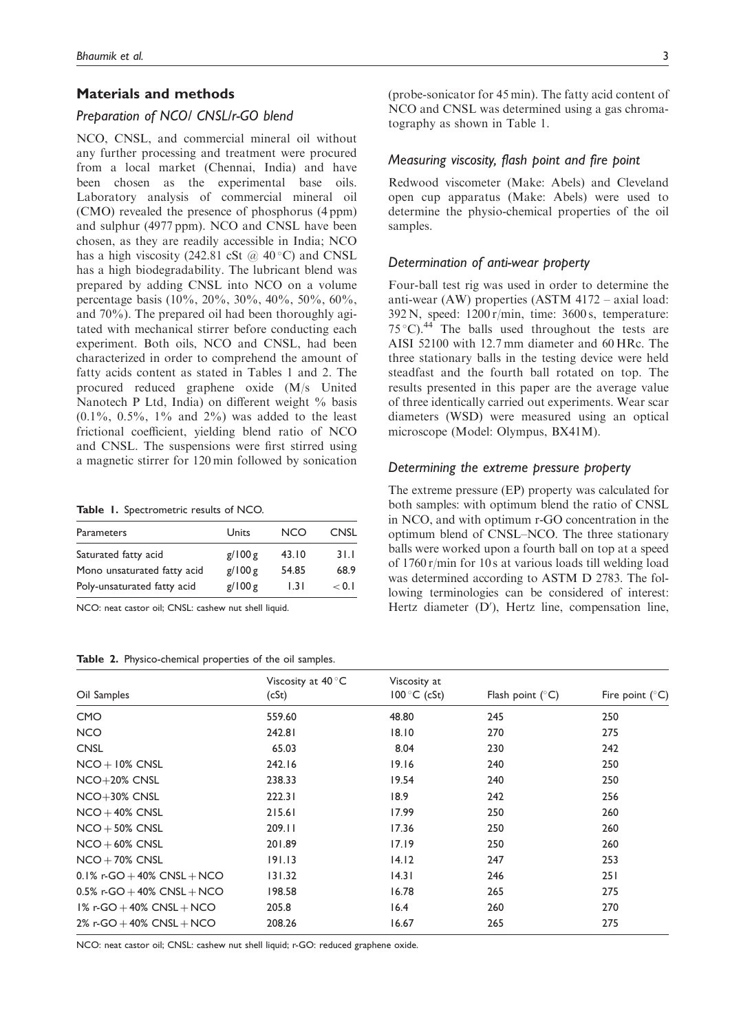## Materials and methods

### Preparation of NCO/ CNSL/r-GO blend

NCO, CNSL, and commercial mineral oil without any further processing and treatment were procured from a local market (Chennai, India) and have been chosen as the experimental base oils. Laboratory analysis of commercial mineral oil (CMO) revealed the presence of phosphorus (4 ppm) and sulphur (4977 ppm). NCO and CNSL have been chosen, as they are readily accessible in India; NCO has a high viscosity (242.81 cSt @ 40 °C) and CNSL has a high biodegradability. The lubricant blend was prepared by adding CNSL into NCO on a volume percentage basis (10%, 20%, 30%, 40%, 50%, 60%, and 70%). The prepared oil had been thoroughly agitated with mechanical stirrer before conducting each experiment. Both oils, NCO and CNSL, had been characterized in order to comprehend the amount of fatty acids content as stated in Tables 1 and 2. The procured reduced graphene oxide (M/s United Nanotech P Ltd, India) on different weight % basis (0.1%, 0.5%, 1% and 2%) was added to the least frictional coefficient, yielding blend ratio of NCO and CNSL. The suspensions were first stirred using a magnetic stirrer for 120 min followed by sonication (probe-sonicator for 45 min). The fatty acid content of NCO and CNSL was determined using a gas chromatography as shown in Table 1.

**Table 1.** Spectrometric results of NCO.

| Parameters | Units | NCO | CNSL |
|---|---|---|---|
| Saturated fatty acid | g/100 g | 43.10 | 31.1 |
| Mono unsaturated fatty acid | g/100 g | 54.85 | 68.9 |
| Poly-unsaturated fatty acid | g/100 g | 1.31 | < 0.1 |

NCO: neat castor oil; CNSL: cashew nut shell liquid.

### Measuring viscosity, flash point and fire point

Redwood viscometer (Make: Abels) and Cleveland open cup apparatus (Make: Abels) were used to determine the physio-chemical properties of the oil samples.

### Determination of anti-wear property

Four-ball test rig was used in order to determine the anti-wear (AW) properties (ASTM 4172 – axial load: 392 N, speed: 1200 r/min, time: 3600 s, temperature: 75 °C).[44] The balls used throughout the tests are AISI 52100 with 12.7 mm diameter and 60 HRc. The three stationary balls in the testing device were held steadfast and the fourth ball rotated on top. The results presented in this paper are the average value of three identically carried out experiments. Wear scar diameters (WSD) were measured using an optical microscope (Model: Olympus, BX41M).

### Determining the extreme pressure property

The extreme pressure (EP) property was calculated for both samples: with optimum blend the ratio of CNSL in NCO, and with optimum r-GO concentration in the optimum blend of CNSL–NCO. The three stationary balls were worked upon a fourth ball on top at a speed of 1760 r/min for 10 s at various loads till welding load was determined according to ASTM D 2783. The following terminologies can be considered of interest: Hertz diameter (D′), Hertz line, compensation line,

**Table 2.** Physico-chemical properties of the oil samples.

| Oil Samples | Viscosity at 40 °C (cSt) | Viscosity at 100 °C (cSt) | Flash point (°C) | Fire point (°C) |
|---|---|---|---|---|
| CMO | 559.60 | 48.80 | 245 | 250 |
| NCO | 242.81 | 18.10 | 270 | 275 |
| CNSL | 65.03 | 8.04 | 230 | 242 |
| NCO + 10% CNSL | 242.16 | 19.16 | 240 | 250 |
| NCO+20% CNSL | 238.33 | 19.54 | 240 | 250 |
| NCO+30% CNSL | 222.31 | 18.9 | 242 | 256 |
| NCO + 40% CNSL | 215.61 | 17.99 | 250 | 260 |
| NCO + 50% CNSL | 209.11 | 17.36 | 250 | 260 |
| NCO + 60% CNSL | 201.89 | 17.19 | 250 | 260 |
| NCO + 70% CNSL | 191.13 | 14.12 | 247 | 253 |
| 0.1% r-GO + 40% CNSL + NCO | 131.32 | 14.31 | 246 | 251 |
| 0.5% r-GO + 40% CNSL + NCO | 198.58 | 16.78 | 265 | 275 |
| 1% r-GO + 40% CNSL + NCO | 205.8 | 16.4 | 260 | 270 |
| 2% r-GO + 40% CNSL + NCO | 208.26 | 16.67 | 265 | 275 |

NCO: neat castor oil; CNSL: cashew nut shell liquid; r-GO: reduced graphene oxide.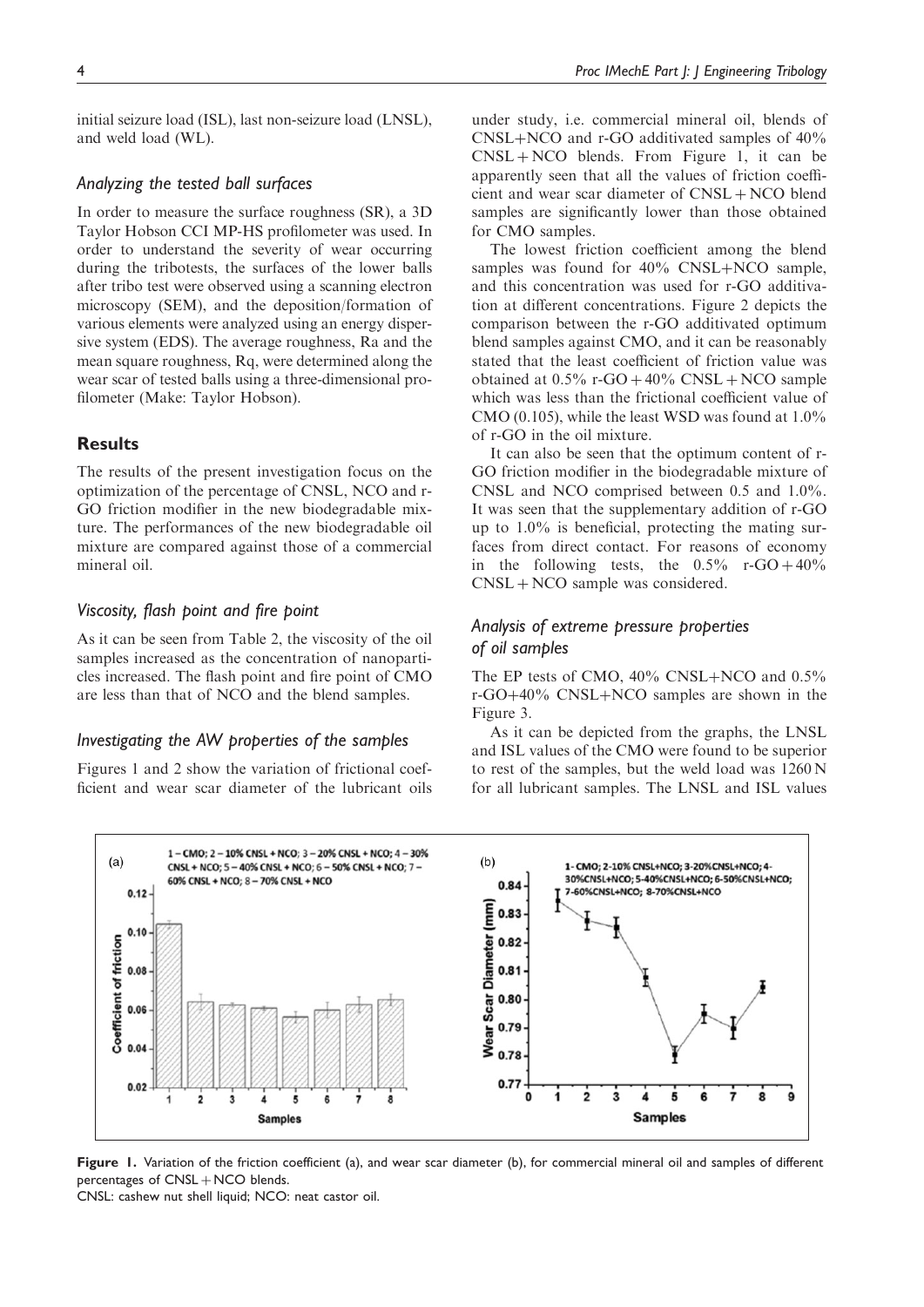initial seizure load (ISL), last non-seizure load (LNSL), and weld load (WL).

### Analyzing the tested ball surfaces

In order to measure the surface roughness (SR), a 3D Taylor Hobson CCI MP-HS profilometer was used. In order to understand the severity of wear occurring during the tribotests, the surfaces of the lower balls after tribo test were observed using a scanning electron microscopy (SEM), and the deposition/formation of various elements were analyzed using an energy dispersive system (EDS). The average roughness, Ra and the mean square roughness, Rq, were determined along the wear scar of tested balls using a three-dimensional profilometer (Make: Taylor Hobson).

## Results

The results of the present investigation focus on the optimization of the percentage of CNSL, NCO and r-GO friction modifier in the new biodegradable mixture. The performances of the new biodegradable oil mixture are compared against those of a commercial mineral oil.

### Viscosity, flash point and fire point

As it can be seen from Table 2, the viscosity of the oil samples increased as the concentration of nanoparticles increased. The flash point and fire point of CMO are less than that of NCO and the blend samples.

### Investigating the AW properties of the samples

Figures 1 and 2 show the variation of frictional coefficient and wear scar diameter of the lubricant oils under study, i.e. commercial mineral oil, blends of CNSL+NCO and r-GO additivated samples of 40% CNSL + NCO blends. From Figure 1, it can be apparently seen that all the values of friction coefficient and wear scar diameter of CNSL + NCO blend samples are significantly lower than those obtained for CMO samples.

The lowest friction coefficient among the blend samples was found for 40% CNSL+NCO sample, and this concentration was used for r-GO additivation at different concentrations. Figure 2 depicts the comparison between the r-GO additivated optimum blend samples against CMO, and it can be reasonably stated that the least coefficient of friction value was obtained at 0.5% r-GO + 40% CNSL + NCO sample which was less than the frictional coefficient value of CMO (0.105), while the least WSD was found at 1.0% of r-GO in the oil mixture.

It can also be seen that the optimum content of r-GO friction modifier in the biodegradable mixture of CNSL and NCO comprised between 0.5 and 1.0%. It was seen that the supplementary addition of r-GO up to 1.0% is beneficial, protecting the mating surfaces from direct contact. For reasons of economy in the following tests, the 0.5% r-GO + 40% CNSL + NCO sample was considered.

### Analysis of extreme pressure properties of oil samples

The EP tests of CMO, 40% CNSL+NCO and 0.5% r-GO+40% CNSL+NCO samples are shown in the Figure 3.

As it can be depicted from the graphs, the LNSL and ISL values of the CMO were found to be superior to rest of the samples, but the weld load was 1260 N for all lubricant samples. The LNSL and ISL values

**Figure 1.** Variation of the friction coefficient (a), and wear scar diameter (b), for commercial mineral oil and samples of different percentages of CNSL + NCO blends.
CNSL: cashew nut shell liquid; NCO: neat castor oil.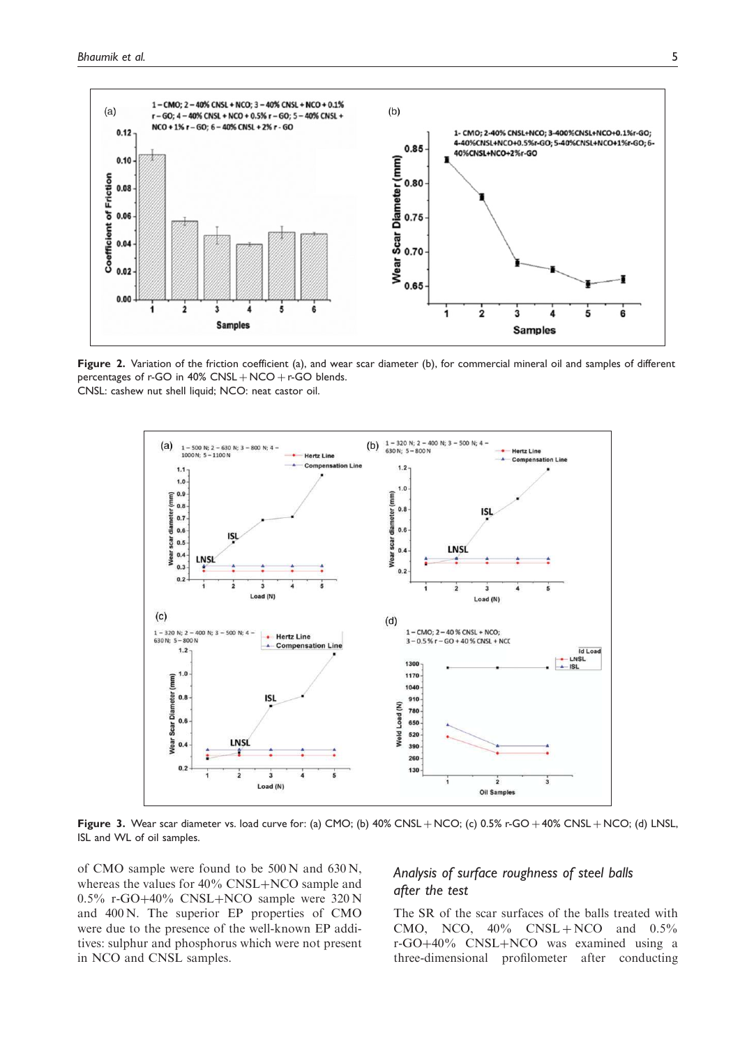**Figure 2.** Variation of the friction coefficient (a), and wear scar diameter (b), for commercial mineral oil and samples of different percentages of r-GO in 40% CNSL + NCO + r-GO blends.
CNSL: cashew nut shell liquid; NCO: neat castor oil.

**Figure 3.** Wear scar diameter vs. load curve for: (a) CMO; (b) 40% CNSL + NCO; (c) 0.5% r-GO + 40% CNSL + NCO; (d) LNSL, ISL and WL of oil samples.

of CMO sample were found to be 500 N and 630 N, whereas the values for 40% CNSL+NCO sample and 0.5% r-GO+40% CNSL+NCO sample were 320 N and 400 N. The superior EP properties of CMO were due to the presence of the well-known EP additives: sulphur and phosphorus which were not present in NCO and CNSL samples.

### *Analysis of surface roughness of steel balls after the test*

The SR of the scar surfaces of the balls treated with CMO, NCO, 40% CNSL + NCO and 0.5% r-GO+40% CNSL+NCO was examined using a three-dimensional profilometer after conducting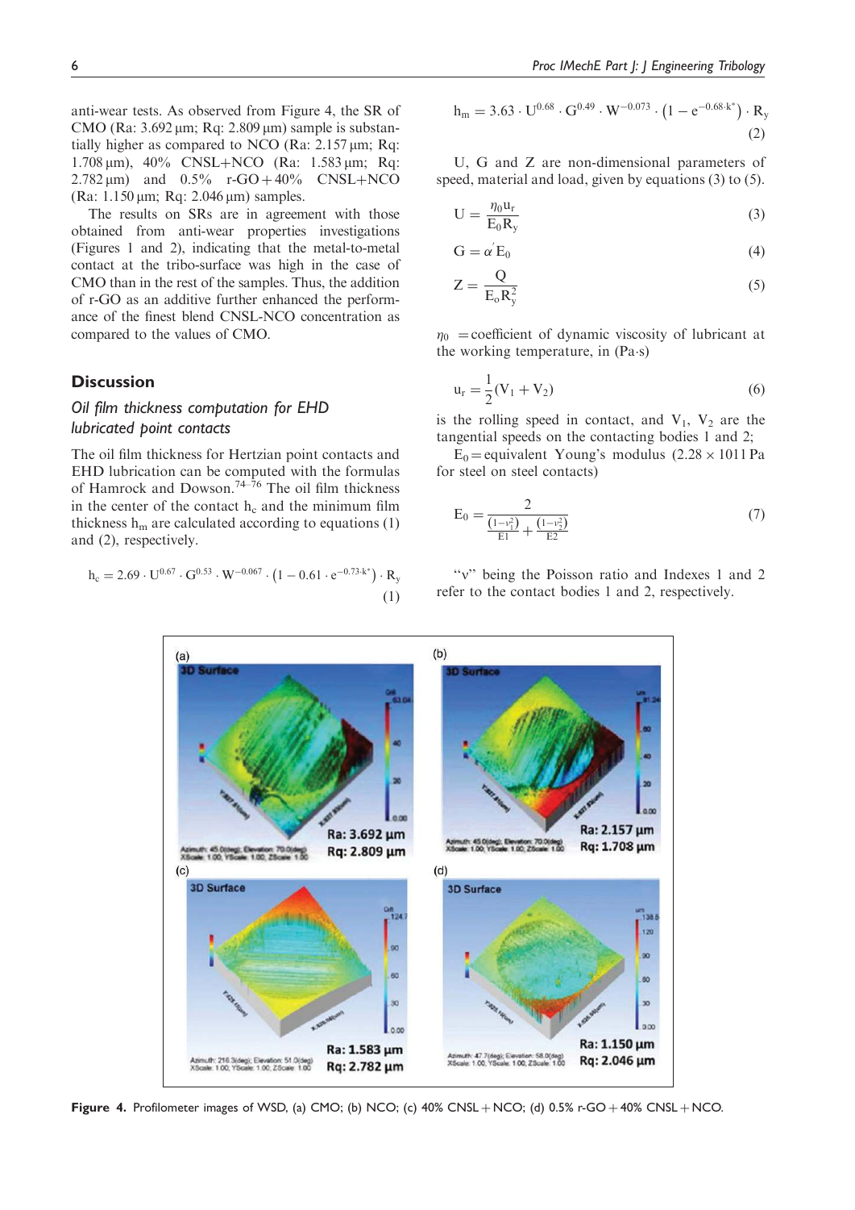anti-wear tests. As observed from Figure 4, the SR of CMO (Ra: 3.692 µm; Rq: 2.809 µm) sample is substantially higher as compared to NCO (Ra: 2.157 µm; Rq: 1.708 µm), 40% CNSL+NCO (Ra: 1.583 µm; Rq: 2.782 µm) and 0.5% r-GO + 40% CNSL+NCO (Ra: 1.150 µm; Rq: 2.046 µm) samples.

The results on SRs are in agreement with those obtained from anti-wear properties investigations (Figures 1 and 2), indicating that the metal-to-metal contact at the tribo-surface was high in the case of CMO than in the rest of the samples. Thus, the addition of r-GO as an additive further enhanced the performance of the finest blend CNSL-NCO concentration as compared to the values of CMO.

## Discussion

### Oil film thickness computation for EHD lubricated point contacts

The oil film thickness for Hertzian point contacts and EHD lubrication can be computed with the formulas of Hamrock and Dowson.[74–76] The oil film thickness in the center of the contact $h_c$ and the minimum film thickness $h_m$ are calculated according to equations (1) and (2), respectively.

$$h_c = 2.69 \cdot U^{0.67} \cdot G^{0.53} \cdot W^{-0.067} \cdot \left(1 - 0.61 \cdot e^{-0.73 \cdot k^*}\right) \cdot R_y \tag{1}$$

$$h_m = 3.63 \cdot U^{0.68} \cdot G^{0.49} \cdot W^{-0.073} \cdot \left(1 - e^{-0.68 \cdot k^*}\right) \cdot R_y \tag{2}$$

U, G and Z are non-dimensional parameters of speed, material and load, given by equations (3) to (5).

$$U = \frac{\eta_0 u_r}{E_0 R_y} \tag{3}$$

$$G = \alpha' E_0 \tag{4}$$

$$Z = \frac{Q}{E_o R_y^2} \tag{5}$$

$\eta_0$ = coefficient of dynamic viscosity of lubricant at the working temperature, in (Pa·s)

$$u_r = \frac{1}{2}(V_1 + V_2) \tag{6}$$

is the rolling speed in contact, and $V_1$, $V_2$ are the tangential speeds on the contacting bodies 1 and 2;

$E_0$ = equivalent Young's modulus (2.28 × 1011 Pa for steel on steel contacts)

$$E_0 = \frac{2}{\frac{(1-\nu_1^2)}{E1} + \frac{(1-\nu_2^2)}{E2}} \tag{7}$$

"ν" being the Poisson ratio and Indexes 1 and 2 refer to the contact bodies 1 and 2, respectively.

**Figure 4.** Profilometer images of WSD, (a) CMO; (b) NCO; (c) 40% CNSL + NCO; (d) 0.5% r-GO + 40% CNSL + NCO.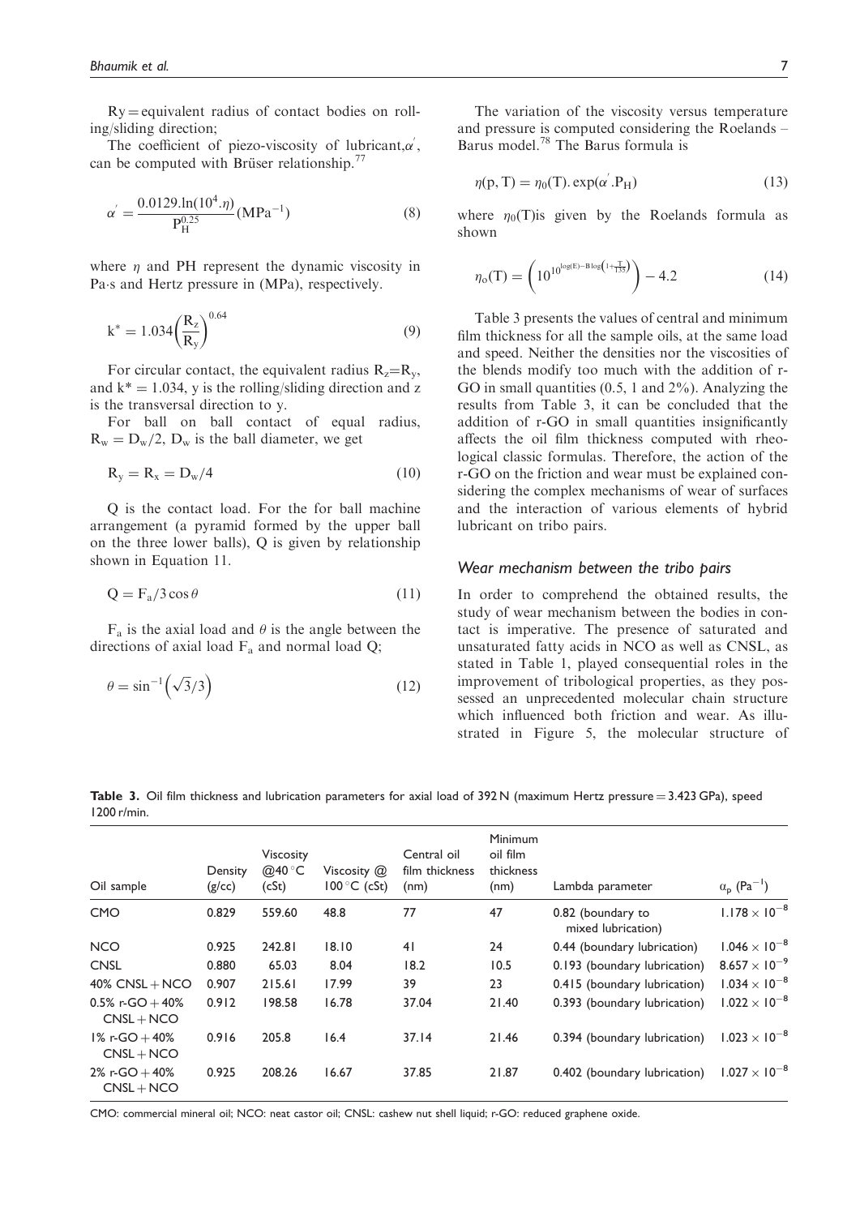$R_y$ = equivalent radius of contact bodies on rolling/sliding direction;

The coefficient of piezo-viscosity of lubricant, $\alpha'$, can be computed with Brüser relationship.[77]

$$\alpha' = \frac{0.0129.\ln(10^4.\eta)}{P_H^{0.25}}(\text{MPa}^{-1}) \tag{8}$$

where $\eta$ and PH represent the dynamic viscosity in Pa·s and Hertz pressure in (MPa), respectively.

$$k^* = 1.034\left(\frac{R_z}{R_y}\right)^{0.64} \tag{9}$$

For circular contact, the equivalent radius $R_z$=$R_y$, and $k^* = 1.034$, y is the rolling/sliding direction and z is the transversal direction to y.

For ball on ball contact of equal radius, $R_w = D_w/2$, $D_w$ is the ball diameter, we get

$$R_y = R_x = D_w/4 \tag{10}$$

Q is the contact load. For the for ball machine arrangement (a pyramid formed by the upper ball on the three lower balls), Q is given by relationship shown in Equation 11.

$$Q = F_a/3\cos\theta \tag{11}$$

$F_a$ is the axial load and $\theta$ is the angle between the directions of axial load $F_a$ and normal load Q;

$$\theta = \sin^{-1}\left(\sqrt{3}/3\right) \tag{12}$$

The variation of the viscosity versus temperature and pressure is computed considering the Roelands – Barus model.[78] The Barus formula is

$$\eta(p, T) = \eta_0(T).\exp(\alpha'.P_H) \tag{13}$$

where $\eta_0(T)$is given by the Roelands formula as shown

$$\eta_o(T) = \left(10^{10^{\log(E)-B\log\left(1+\frac{T}{135}\right)}}\right) - 4.2 \tag{14}$$

Table 3 presents the values of central and minimum film thickness for all the sample oils, at the same load and speed. Neither the densities nor the viscosities of the blends modify too much with the addition of r-GO in small quantities (0.5, 1 and 2%). Analyzing the results from Table 3, it can be concluded that the addition of r-GO in small quantities insignificantly affects the oil film thickness computed with rheological classic formulas. Therefore, the action of the r-GO on the friction and wear must be explained considering the complex mechanisms of wear of surfaces and the interaction of various elements of hybrid lubricant on tribo pairs.

### *Wear mechanism between the tribo pairs*

In order to comprehend the obtained results, the study of wear mechanism between the bodies in contact is imperative. The presence of saturated and unsaturated fatty acids in NCO as well as CNSL, as stated in Table 1, played consequential roles in the improvement of tribological properties, as they possessed an unprecedented molecular chain structure which influenced both friction and wear. As illustrated in Figure 5, the molecular structure of

**Table 3.** Oil film thickness and lubrication parameters for axial load of 392 N (maximum Hertz pressure = 3.423 GPa), speed 1200 r/min.

| Oil sample | Density (g/cc) | Viscosity @40 °C (cSt) | Viscosity @ 100 °C (cSt) | Central oil film thickness (nm) | Minimum oil film thickness (nm) | Lambda parameter | $\alpha_p$ ($Pa^{-1}$) |
|---|---|---|---|---|---|---|---|
| CMO | 0.829 | 559.60 | 48.8 | 77 | 47 | 0.82 (boundary to mixed lubrication) | $1.178 \times 10^{-8}$ |
| NCO | 0.925 | 242.81 | 18.10 | 41 | 24 | 0.44 (boundary lubrication) | $1.046 \times 10^{-8}$ |
| CNSL | 0.880 | 65.03 | 8.04 | 18.2 | 10.5 | 0.193 (boundary lubrication) | $8.657 \times 10^{-9}$ |
| 40% CNSL + NCO | 0.907 | 215.61 | 17.99 | 39 | 23 | 0.415 (boundary lubrication) | $1.034 \times 10^{-8}$ |
| 0.5% r-GO + 40% CNSL + NCO | 0.912 | 198.58 | 16.78 | 37.04 | 21.40 | 0.393 (boundary lubrication) | $1.022 \times 10^{-8}$ |
| 1% r-GO + 40% CNSL + NCO | 0.916 | 205.8 | 16.4 | 37.14 | 21.46 | 0.394 (boundary lubrication) | $1.023 \times 10^{-8}$ |
| 2% r-GO + 40% CNSL + NCO | 0.925 | 208.26 | 16.67 | 37.85 | 21.87 | 0.402 (boundary lubrication) | $1.027 \times 10^{-8}$ |

CMO: commercial mineral oil; NCO: neat castor oil; CNSL: cashew nut shell liquid; r-GO: reduced graphene oxide.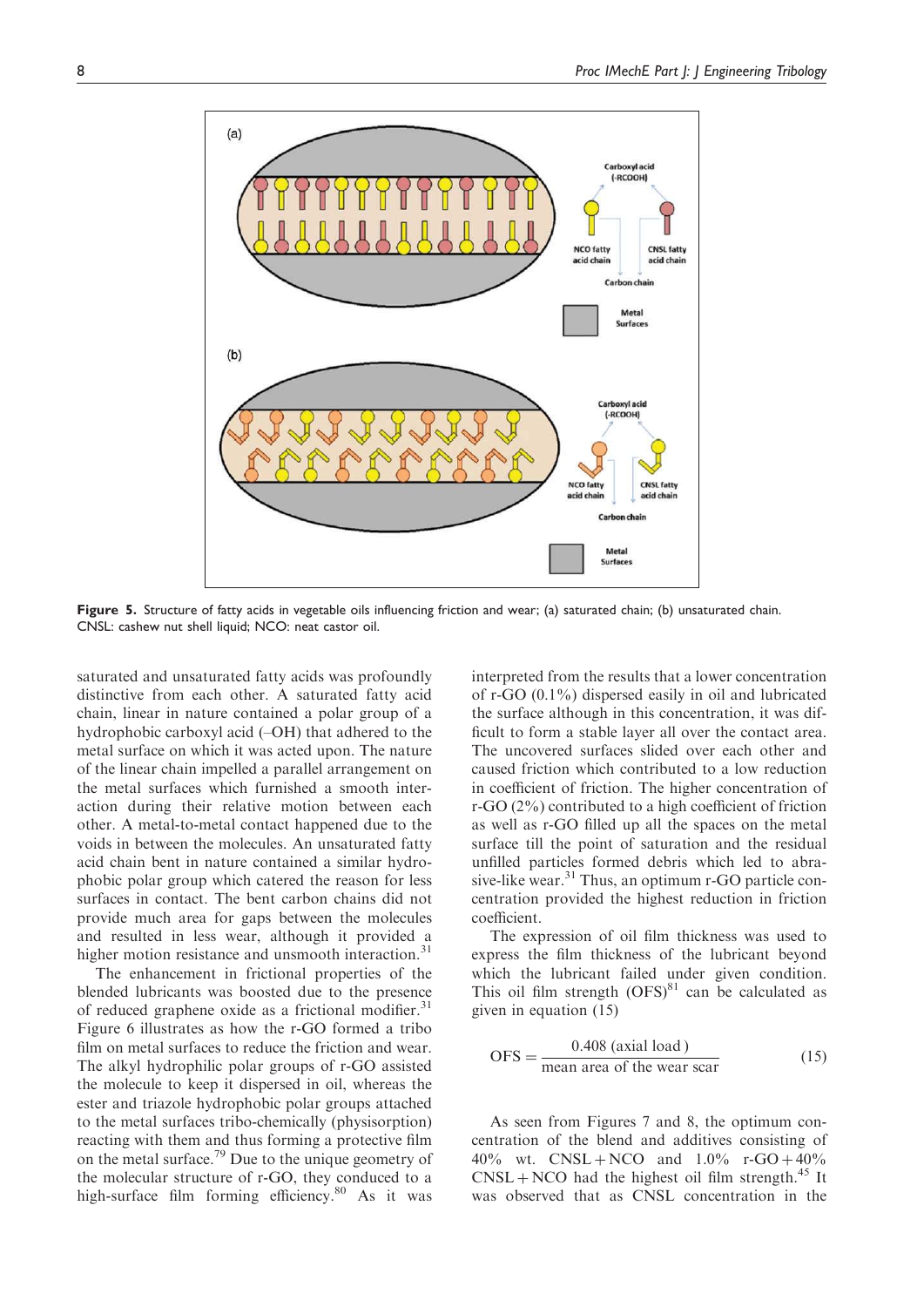Figure 5. Structure of fatty acids in vegetable oils influencing friction and wear; (a) saturated chain; (b) unsaturated chain. CNSL: cashew nut shell liquid; NCO: neat castor oil.

saturated and unsaturated fatty acids was profoundly distinctive from each other. A saturated fatty acid chain, linear in nature contained a polar group of a hydrophobic carboxyl acid (–OH) that adhered to the metal surface on which it was acted upon. The nature of the linear chain impelled a parallel arrangement on the metal surfaces which furnished a smooth interaction during their relative motion between each other. A metal-to-metal contact happened due to the voids in between the molecules. An unsaturated fatty acid chain bent in nature contained a similar hydrophobic polar group which catered the reason for less surfaces in contact. The bent carbon chains did not provide much area for gaps between the molecules and resulted in less wear, although it provided a higher motion resistance and unsmooth interaction.[31]

The enhancement in frictional properties of the blended lubricants was boosted due to the presence of reduced graphene oxide as a frictional modifier.[31] Figure 6 illustrates as how the r-GO formed a tribo film on metal surfaces to reduce the friction and wear. The alkyl hydrophilic polar groups of r-GO assisted the molecule to keep it dispersed in oil, whereas the ester and triazole hydrophobic polar groups attached to the metal surfaces tribo-chemically (physisorption) reacting with them and thus forming a protective film on the metal surface.[79] Due to the unique geometry of the molecular structure of r-GO, they conduced to a high-surface film forming efficiency.[80] As it was interpreted from the results that a lower concentration of r-GO (0.1%) dispersed easily in oil and lubricated the surface although in this concentration, it was difficult to form a stable layer all over the contact area. The uncovered surfaces slided over each other and caused friction which contributed to a low reduction in coefficient of friction. The higher concentration of r-GO (2%) contributed to a high coefficient of friction as well as r-GO filled up all the spaces on the metal surface till the point of saturation and the residual unfilled particles formed debris which led to abrasive-like wear.[31] Thus, an optimum r-GO particle concentration provided the highest reduction in friction coefficient.

The expression of oil film thickness was used to express the film thickness of the lubricant beyond which the lubricant failed under given condition. This oil film strength (OFS)[81] can be calculated as given in equation (15)

$$\mathrm{OFS} = \frac{0.408\ (\text{axial load})}{\text{mean area of the wear scar}} \tag{15}$$

As seen from Figures 7 and 8, the optimum concentration of the blend and additives consisting of 40% wt. CNSL + NCO and 1.0% r-GO + 40% CNSL + NCO had the highest oil film strength.[45] It was observed that as CNSL concentration in the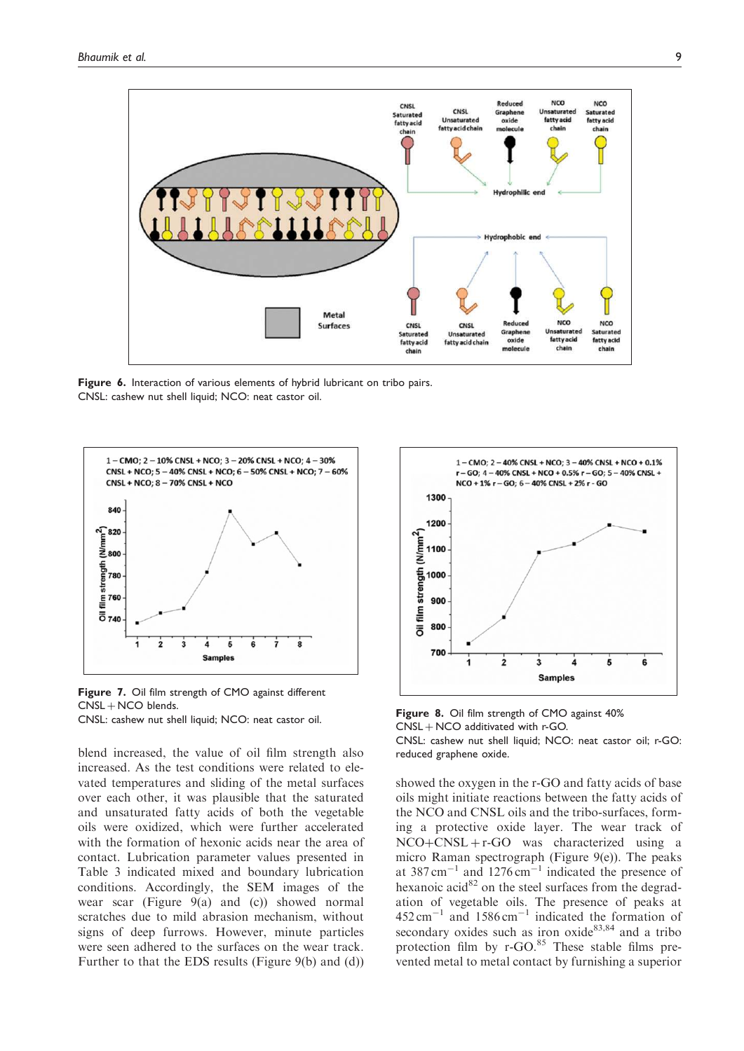**Figure 6.** Interaction of various elements of hybrid lubricant on tribo pairs.
CNSL: cashew nut shell liquid; NCO: neat castor oil.

**Figure 7.** Oil film strength of CMO against different CNSL + NCO blends.
CNSL: cashew nut shell liquid; NCO: neat castor oil.

**Figure 8.** Oil film strength of CMO against 40% CNSL + NCO additivated with r-GO.
CNSL: cashew nut shell liquid; NCO: neat castor oil; r-GO: reduced graphene oxide.

blend increased, the value of oil film strength also increased. As the test conditions were related to elevated temperatures and sliding of the metal surfaces over each other, it was plausible that the saturated and unsaturated fatty acids of both the vegetable oils were oxidized, which were further accelerated with the formation of hexonic acids near the area of contact. Lubrication parameter values presented in Table 3 indicated mixed and boundary lubrication conditions. Accordingly, the SEM images of the wear scar (Figure 9(a) and (c)) showed normal scratches due to mild abrasion mechanism, without signs of deep furrows. However, minute particles were seen adhered to the surfaces on the wear track. Further to that the EDS results (Figure 9(b) and (d)) showed the oxygen in the r-GO and fatty acids of base oils might initiate reactions between the fatty acids of the NCO and CNSL oils and the tribo-surfaces, forming a protective oxide layer. The wear track of NCO+CNSL + r-GO was characterized using a micro Raman spectrograph (Figure 9(e)). The peaks at 387 $cm^{-1}$ and 1276 $cm^{-1}$ indicated the presence of hexanoic acid[82] on the steel surfaces from the degradation of vegetable oils. The presence of peaks at 452 $cm^{-1}$ and 1586 $cm^{-1}$ indicated the formation of secondary oxides such as iron oxide[83,84] and a tribo protection film by r-GO.[85] These stable films prevented metal to metal contact by furnishing a superior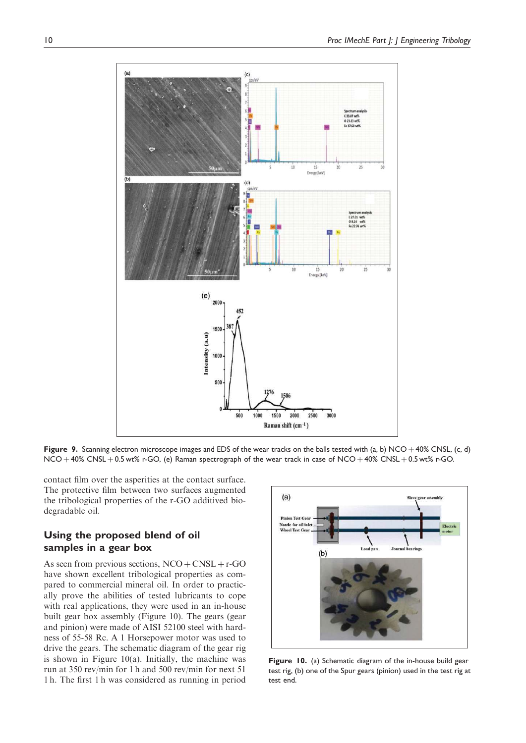**Figure 9.** Scanning electron microscope images and EDS of the wear tracks on the balls tested with (a, b) NCO + 40% CNSL, (c, d) NCO + 40% CNSL + 0.5 wt% r-GO, (e) Raman spectrograph of the wear track in case of NCO + 40% CNSL + 0.5 wt% r-GO.

contact film over the asperities at the contact surface. The protective film between two surfaces augmented the tribological properties of the r-GO additived biodegradable oil.

## Using the proposed blend of oil samples in a gear box

As seen from previous sections, NCO + CNSL + r-GO have shown excellent tribological properties as compared to commercial mineral oil. In order to practically prove the abilities of tested lubricants to cope with real applications, they were used in an in-house built gear box assembly (Figure 10). The gears (gear and pinion) were made of AISI 52100 steel with hardness of 55-58 Rc. A 1 Horsepower motor was used to drive the gears. The schematic diagram of the gear rig is shown in Figure 10(a). Initially, the machine was run at 350 rev/min for 1 h and 500 rev/min for next 51 1 h. The first 1 h was considered as running in period

**Figure 10.** (a) Schematic diagram of the in-house build gear test rig, (b) one of the Spur gears (pinion) used in the test rig at test end.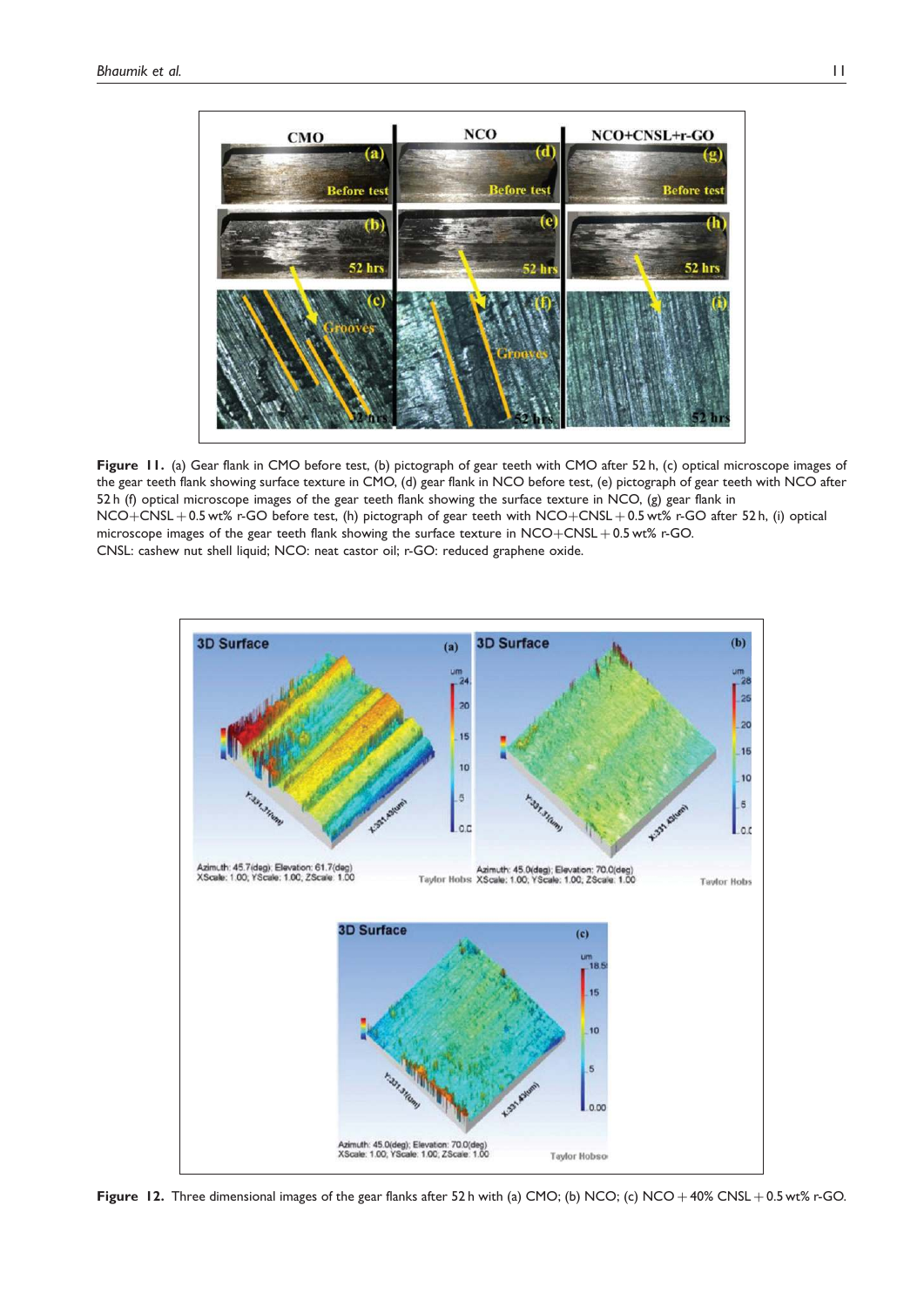**Figure 11.** (a) Gear flank in CMO before test, (b) pictograph of gear teeth with CMO after 52 h, (c) optical microscope images of the gear teeth flank showing surface texture in CMO, (d) gear flank in NCO before test, (e) pictograph of gear teeth with NCO after 52 h (f) optical microscope images of the gear teeth flank showing the surface texture in NCO, (g) gear flank in NCO+CNSL + 0.5 wt% r-GO before test, (h) pictograph of gear teeth with NCO+CNSL + 0.5 wt% r-GO after 52 h, (i) optical microscope images of the gear teeth flank showing the surface texture in NCO+CNSL + 0.5 wt% r-GO.
CNSL: cashew nut shell liquid; NCO: neat castor oil; r-GO: reduced graphene oxide.

**Figure 12.** Three dimensional images of the gear flanks after 52 h with (a) CMO; (b) NCO; (c) NCO + 40% CNSL + 0.5 wt% r-GO.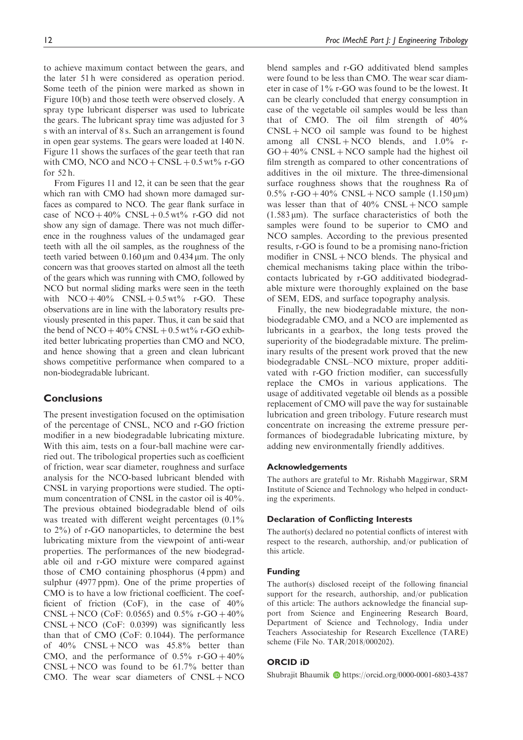to achieve maximum contact between the gears, and the later 51 h were considered as operation period. Some teeth of the pinion were marked as shown in Figure 10(b) and those teeth were observed closely. A spray type lubricant disperser was used to lubricate the gears. The lubricant spray time was adjusted for 3 s with an interval of 8 s. Such an arrangement is found in open gear systems. The gears were loaded at 140 N. Figure 11 shows the surfaces of the gear teeth that ran with CMO, NCO and NCO + CNSL + 0.5 wt% r-GO for 52 h.

From Figures 11 and 12, it can be seen that the gear which ran with CMO had shown more damaged surfaces as compared to NCO. The gear flank surface in case of NCO + 40% CNSL + 0.5 wt% r-GO did not show any sign of damage. There was not much difference in the roughness values of the undamaged gear teeth with all the oil samples, as the roughness of the teeth varied between 0.160 μm and 0.434 μm. The only concern was that grooves started on almost all the teeth of the gears which was running with CMO, followed by NCO but normal sliding marks were seen in the teeth with NCO + 40% CNSL + 0.5 wt% r-GO. These observations are in line with the laboratory results previously presented in this paper. Thus, it can be said that the bend of NCO + 40% CNSL + 0.5 wt% r-GO exhibited better lubricating properties than CMO and NCO, and hence showing that a green and clean lubricant shows competitive performance when compared to a non-biodegradable lubricant.

## Conclusions

The present investigation focused on the optimisation of the percentage of CNSL, NCO and r-GO friction modifier in a new biodegradable lubricating mixture. With this aim, tests on a four-ball machine were carried out. The tribological properties such as coefficient of friction, wear scar diameter, roughness and surface analysis for the NCO-based lubricant blended with CNSL in varying proportions were studied. The optimum concentration of CNSL in the castor oil is 40%. The previous obtained biodegradable blend of oils was treated with different weight percentages (0.1% to 2%) of r-GO nanoparticles, to determine the best lubricating mixture from the viewpoint of anti-wear properties. The performances of the new biodegradable oil and r-GO mixture were compared against those of CMO containing phosphorus (4 ppm) and sulphur (4977 ppm). One of the prime properties of CMO is to have a low frictional coefficient. The coefficient of friction (CoF), in the case of 40% CNSL + NCO (CoF: 0.0565) and 0.5% r-GO + 40% CNSL + NCO (CoF: 0.0399) was significantly less than that of CMO (CoF: 0.1044). The performance of 40% CNSL + NCO was 45.8% better than CMO, and the performance of 0.5% r-GO + 40% CNSL + NCO was found to be 61.7% better than CMO. The wear scar diameters of CNSL + NCO blend samples and r-GO additivated blend samples were found to be less than CMO. The wear scar diameter in case of 1% r-GO was found to be the lowest. It can be clearly concluded that energy consumption in case of the vegetable oil samples would be less than that of CMO. The oil film strength of 40% CNSL + NCO oil sample was found to be highest among all CNSL + NCO blends, and 1.0% r-GO + 40% CNSL + NCO sample had the highest oil film strength as compared to other concentrations of additives in the oil mixture. The three-dimensional surface roughness shows that the roughness Ra of 0.5% r-GO + 40% CNSL + NCO sample (1.150 μm) was lesser than that of 40% CNSL + NCO sample (1.583 μm). The surface characteristics of both the samples were found to be superior to CMO and NCO samples. According to the previous presented results, r-GO is found to be a promising nano-friction modifier in CNSL + NCO blends. The physical and chemical mechanisms taking place within the tribo-contacts lubricated by r-GO additivated biodegradable mixture were thoroughly explained on the base of SEM, EDS, and surface topography analysis.

Finally, the new biodegradable mixture, the non-biodegradable CMO, and a NCO are implemented as lubricants in a gearbox, the long tests proved the superiority of the biodegradable mixture. The preliminary results of the present work proved that the new biodegradable CNSL–NCO mixture, proper additivated with r-GO friction modifier, can successfully replace the CMOs in various applications. The usage of additivated vegetable oil blends as a possible replacement of CMO will pave the way for sustainable lubrication and green tribology. Future research must concentrate on increasing the extreme pressure performances of biodegradable lubricating mixture, by adding new environmentally friendly additives.

### Acknowledgements

The authors are grateful to Mr. Rishabh Maggirwar, SRM Institute of Science and Technology who helped in conducting the experiments.

### Declaration of Conflicting Interests

The author(s) declared no potential conflicts of interest with respect to the research, authorship, and/or publication of this article.

### Funding

The author(s) disclosed receipt of the following financial support for the research, authorship, and/or publication of this article: The authors acknowledge the financial support from Science and Engineering Research Board, Department of Science and Technology, India under Teachers Associateship for Research Excellence (TARE) scheme (File No. TAR/2018/000202).

### ORCID iD

Shubrajit Bhaumik https://orcid.org/0000-0001-6803-4387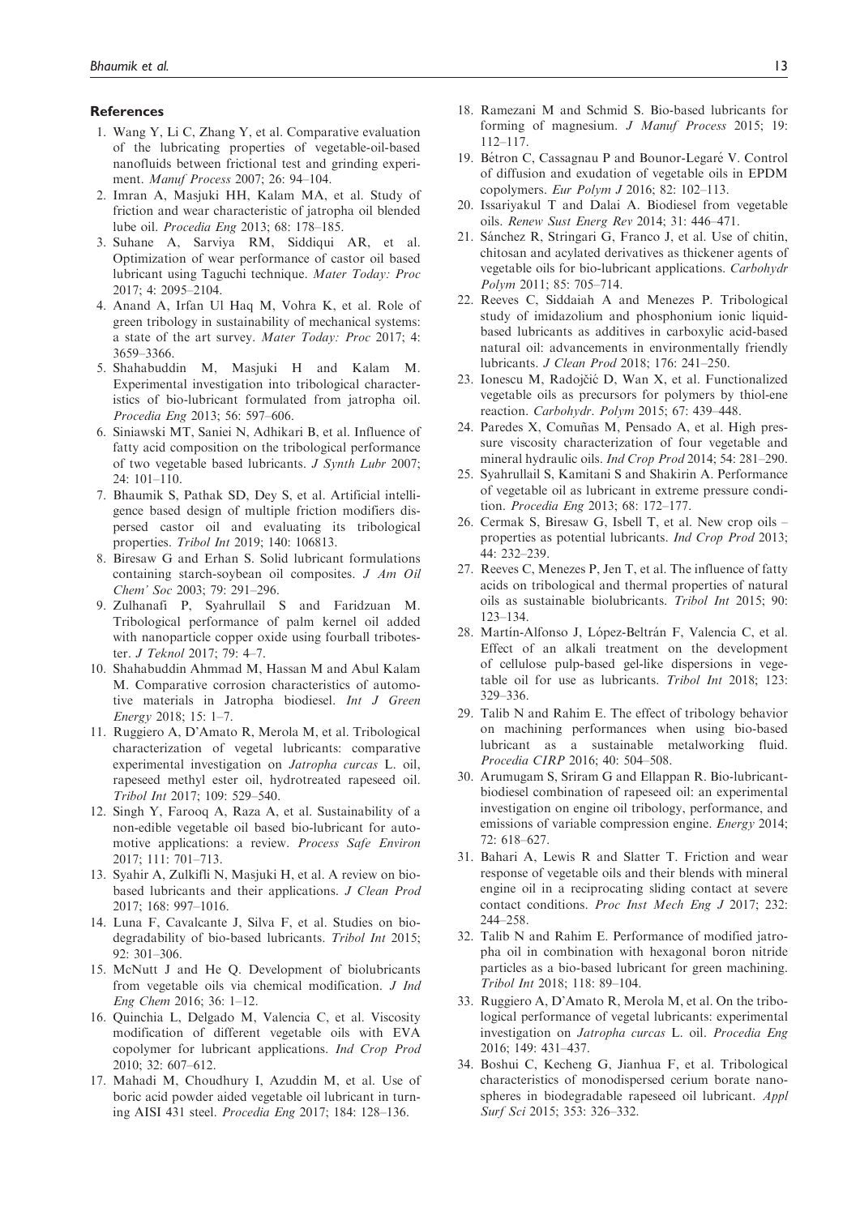## References

1. Wang Y, Li C, Zhang Y, et al. Comparative evaluation of the lubricating properties of vegetable-oil-based nanofluids between frictional test and grinding experiment. *Manuf Process* 2007; 26: 94–104.
2. Imran A, Masjuki HH, Kalam MA, et al. Study of friction and wear characteristic of jatropha oil blended lube oil. *Procedia Eng* 2013; 68: 178–185.
3. Suhane A, Sarviya RM, Siddiqui AR, et al. Optimization of wear performance of castor oil based lubricant using Taguchi technique. *Mater Today: Proc* 2017; 4: 2095–2104.
4. Anand A, Irfan Ul Haq M, Vohra K, et al. Role of green tribology in sustainability of mechanical systems: a state of the art survey. *Mater Today: Proc* 2017; 4: 3659–3366.
5. Shahabuddin M, Masjuki H and Kalam M. Experimental investigation into tribological characteristics of bio-lubricant formulated from jatropha oil. *Procedia Eng* 2013; 56: 597–606.
6. Siniawski MT, Saniei N, Adhikari B, et al. Influence of fatty acid composition on the tribological performance of two vegetable based lubricants. *J Synth Lubr* 2007; 24: 101–110.
7. Bhaumik S, Pathak SD, Dey S, et al. Artificial intelligence based design of multiple friction modifiers dispersed castor oil and evaluating its tribological properties. *Tribol Int* 2019; 140: 106813.
8. Biresaw G and Erhan S. Solid lubricant formulations containing starch-soybean oil composites. *J Am Oil Chem' Soc* 2003; 79: 291–296.
9. Zulhanafi P, Syahrullail S and Faridzuan M. Tribological performance of palm kernel oil added with nanoparticle copper oxide using fourball tribotester. *J Teknol* 2017; 79: 4–7.
10. Shahabuddin Ahmmad M, Hassan M and Abul Kalam M. Comparative corrosion characteristics of automotive materials in Jatropha biodiesel. *Int J Green Energy* 2018; 15: 1–7.
11. Ruggiero A, D'Amato R, Merola M, et al. Tribological characterization of vegetal lubricants: comparative experimental investigation on *Jatropha curcas* L. oil, rapeseed methyl ester oil, hydrotreated rapeseed oil. *Tribol Int* 2017; 109: 529–540.
12. Singh Y, Farooq A, Raza A, et al. Sustainability of a non-edible vegetable oil based bio-lubricant for automotive applications: a review. *Process Safe Environ* 2017; 111: 701–713.
13. Syahir A, Zulkifli N, Masjuki H, et al. A review on bio-based lubricants and their applications. *J Clean Prod* 2017; 168: 997–1016.
14. Luna F, Cavalcante J, Silva F, et al. Studies on biodegradability of bio-based lubricants. *Tribol Int* 2015; 92: 301–306.
15. McNutt J and He Q. Development of biolubricants from vegetable oils via chemical modification. *J Ind Eng Chem* 2016; 36: 1–12.
16. Quinchia L, Delgado M, Valencia C, et al. Viscosity modification of different vegetable oils with EVA copolymer for lubricant applications. *Ind Crop Prod* 2010; 32: 607–612.
17. Mahadi M, Choudhury I, Azuddin M, et al. Use of boric acid powder aided vegetable oil lubricant in turning AISI 431 steel. *Procedia Eng* 2017; 184: 128–136.
18. Ramezani M and Schmid S. Bio-based lubricants for forming of magnesium. *J Manuf Process* 2015; 19: 112–117.
19. Bétron C, Cassagnau P and Bounor-Legaré V. Control of diffusion and exudation of vegetable oils in EPDM copolymers. *Eur Polym J* 2016; 82: 102–113.
20. Issariyakul T and Dalai A. Biodiesel from vegetable oils. *Renew Sust Energ Rev* 2014; 31: 446–471.
21. Sánchez R, Stringari G, Franco J, et al. Use of chitin, chitosan and acylated derivatives as thickener agents of vegetable oils for bio-lubricant applications. *Carbohydr Polym* 2011; 85: 705–714.
22. Reeves C, Siddaiah A and Menezes P. Tribological study of imidazolium and phosphonium ionic liquid-based lubricants as additives in carboxylic acid-based natural oil: advancements in environmentally friendly lubricants. *J Clean Prod* 2018; 176: 241–250.
23. Ionescu M, Radojčić D, Wan X, et al. Functionalized vegetable oils as precursors for polymers by thiol-ene reaction. *Carbohydr. Polym* 2015; 67: 439–448.
24. Paredes X, Comuñas M, Pensado A, et al. High pressure viscosity characterization of four vegetable and mineral hydraulic oils. *Ind Crop Prod* 2014; 54: 281–290.
25. Syahrullail S, Kamitani S and Shakirin A. Performance of vegetable oil as lubricant in extreme pressure condition. *Procedia Eng* 2013; 68: 172–177.
26. Cermak S, Biresaw G, Isbell T, et al. New crop oils – properties as potential lubricants. *Ind Crop Prod* 2013; 44: 232–239.
27. Reeves C, Menezes P, Jen T, et al. The influence of fatty acids on tribological and thermal properties of natural oils as sustainable biolubricants. *Tribol Int* 2015; 90: 123–134.
28. Martín-Alfonso J, López-Beltrán F, Valencia C, et al. Effect of an alkali treatment on the development of cellulose pulp-based gel-like dispersions in vegetable oil for use as lubricants. *Tribol Int* 2018; 123: 329–336.
29. Talib N and Rahim E. The effect of tribology behavior on machining performances when using bio-based lubricant as a sustainable metalworking fluid. *Procedia CIRP* 2016; 40: 504–508.
30. Arumugam S, Sriram G and Ellappan R. Bio-lubricant-biodiesel combination of rapeseed oil: an experimental investigation on engine oil tribology, performance, and emissions of variable compression engine. *Energy* 2014; 72: 618–627.
31. Bahari A, Lewis R and Slatter T. Friction and wear response of vegetable oils and their blends with mineral engine oil in a reciprocating sliding contact at severe contact conditions. *Proc Inst Mech Eng J* 2017; 232: 244–258.
32. Talib N and Rahim E. Performance of modified jatropha oil in combination with hexagonal boron nitride particles as a bio-based lubricant for green machining. *Tribol Int* 2018; 118: 89–104.
33. Ruggiero A, D'Amato R, Merola M, et al. On the tribological performance of vegetal lubricants: experimental investigation on *Jatropha curcas* L. oil. *Procedia Eng* 2016; 149: 431–437.
34. Boshui C, Kecheng G, Jianhua F, et al. Tribological characteristics of monodispersed cerium borate nanospheres in biodegradable rapeseed oil lubricant. *Appl Surf Sci* 2015; 353: 326–332.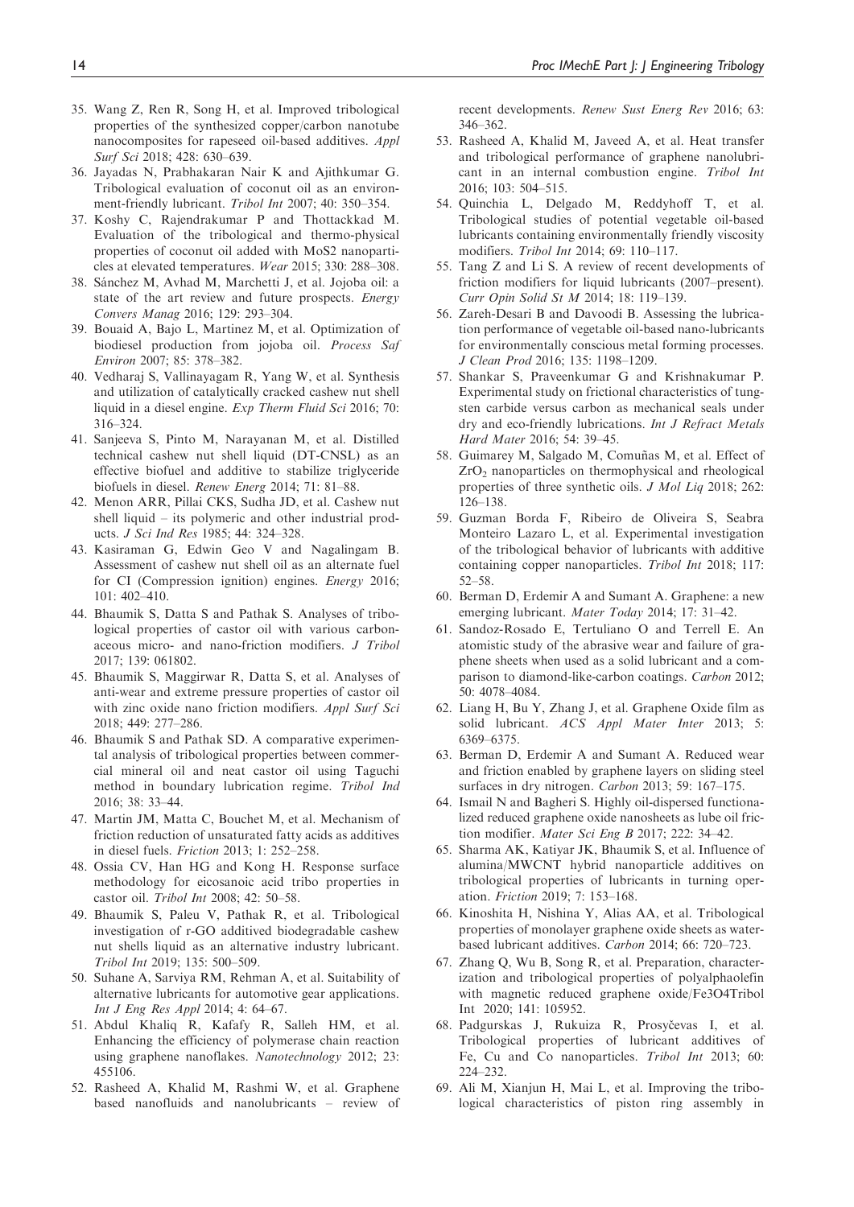35. Wang Z, Ren R, Song H, et al. Improved tribological properties of the synthesized copper/carbon nanotube nanocomposites for rapeseed oil-based additives. *Appl Surf Sci* 2018; 428: 630–639.
36. Jayadas N, Prabhakaran Nair K and Ajithkumar G. Tribological evaluation of coconut oil as an environment-friendly lubricant. *Tribol Int* 2007; 40: 350–354.
37. Koshy C, Rajendrakumar P and Thottackkad M. Evaluation of the tribological and thermo-physical properties of coconut oil added with MoS2 nanoparticles at elevated temperatures. *Wear* 2015; 330: 288–308.
38. Sánchez M, Avhad M, Marchetti J, et al. Jojoba oil: a state of the art review and future prospects. *Energy Convers Manag* 2016; 129: 293–304.
39. Bouaid A, Bajo L, Martinez M, et al. Optimization of biodiesel production from jojoba oil. *Process Saf Environ* 2007; 85: 378–382.
40. Vedharaj S, Vallinayagam R, Yang W, et al. Synthesis and utilization of catalytically cracked cashew nut shell liquid in a diesel engine. *Exp Therm Fluid Sci* 2016; 70: 316–324.
41. Sanjeeva S, Pinto M, Narayanan M, et al. Distilled technical cashew nut shell liquid (DT-CNSL) as an effective biofuel and additive to stabilize triglyceride biofuels in diesel. *Renew Energ* 2014; 71: 81–88.
42. Menon ARR, Pillai CKS, Sudha JD, et al. Cashew nut shell liquid – its polymeric and other industrial products. *J Sci Ind Res* 1985; 44: 324–328.
43. Kasiraman G, Edwin Geo V and Nagalingam B. Assessment of cashew nut shell oil as an alternate fuel for CI (Compression ignition) engines. *Energy* 2016; 101: 402–410.
44. Bhaumik S, Datta S and Pathak S. Analyses of tribological properties of castor oil with various carbonaceous micro- and nano-friction modifiers. *J Tribol* 2017; 139: 061802.
45. Bhaumik S, Maggirwar R, Datta S, et al. Analyses of anti-wear and extreme pressure properties of castor oil with zinc oxide nano friction modifiers. *Appl Surf Sci* 2018; 449: 277–286.
46. Bhaumik S and Pathak SD. A comparative experimental analysis of tribological properties between commercial mineral oil and neat castor oil using Taguchi method in boundary lubrication regime. *Tribol Ind* 2016; 38: 33–44.
47. Martin JM, Matta C, Bouchet M, et al. Mechanism of friction reduction of unsaturated fatty acids as additives in diesel fuels. *Friction* 2013; 1: 252–258.
48. Ossia CV, Han HG and Kong H. Response surface methodology for eicosanoic acid tribo properties in castor oil. *Tribol Int* 2008; 42: 50–58.
49. Bhaumik S, Paleu V, Pathak R, et al. Tribological investigation of r-GO additived biodegradable cashew nut shells liquid as an alternative industry lubricant. *Tribol Int* 2019; 135: 500–509.
50. Suhane A, Sarviya RM, Rehman A, et al. Suitability of alternative lubricants for automotive gear applications. *Int J Eng Res Appl* 2014; 4: 64–67.
51. Abdul Khaliq R, Kafafy R, Salleh HM, et al. Enhancing the efficiency of polymerase chain reaction using graphene nanoflakes. *Nanotechnology* 2012; 23: 455106.
52. Rasheed A, Khalid M, Rashmi W, et al. Graphene based nanofluids and nanolubricants – review of recent developments. *Renew Sust Energ Rev* 2016; 63: 346–362.
53. Rasheed A, Khalid M, Javeed A, et al. Heat transfer and tribological performance of graphene nanolubricant in an internal combustion engine. *Tribol Int* 2016; 103: 504–515.
54. Quinchia L, Delgado M, Reddyhoff T, et al. Tribological studies of potential vegetable oil-based lubricants containing environmentally friendly viscosity modifiers. *Tribol Int* 2014; 69: 110–117.
55. Tang Z and Li S. A review of recent developments of friction modifiers for liquid lubricants (2007–present). *Curr Opin Solid St M* 2014; 18: 119–139.
56. Zareh-Desari B and Davoodi B. Assessing the lubrication performance of vegetable oil-based nano-lubricants for environmentally conscious metal forming processes. *J Clean Prod* 2016; 135: 1198–1209.
57. Shankar S, Praveenkumar G and Krishnakumar P. Experimental study on frictional characteristics of tungsten carbide versus carbon as mechanical seals under dry and eco-friendly lubrications. *Int J Refract Metals Hard Mater* 2016; 54: 39–45.
58. Guimarey M, Salgado M, Comuñas M, et al. Effect of $ZrO_2$ nanoparticles on thermophysical and rheological properties of three synthetic oils. *J Mol Liq* 2018; 262: 126–138.
59. Guzman Borda F, Ribeiro de Oliveira S, Seabra Monteiro Lazaro L, et al. Experimental investigation of the tribological behavior of lubricants with additive containing copper nanoparticles. *Tribol Int* 2018; 117: 52–58.
60. Berman D, Erdemir A and Sumant A. Graphene: a new emerging lubricant. *Mater Today* 2014; 17: 31–42.
61. Sandoz-Rosado E, Tertuliano O and Terrell E. An atomistic study of the abrasive wear and failure of graphene sheets when used as a solid lubricant and a comparison to diamond-like-carbon coatings. *Carbon* 2012; 50: 4078–4084.
62. Liang H, Bu Y, Zhang J, et al. Graphene Oxide film as solid lubricant. *ACS Appl Mater Inter* 2013; 5: 6369–6375.
63. Berman D, Erdemir A and Sumant A. Reduced wear and friction enabled by graphene layers on sliding steel surfaces in dry nitrogen. *Carbon* 2013; 59: 167–175.
64. Ismail N and Bagheri S. Highly oil-dispersed functionalized reduced graphene oxide nanosheets as lube oil friction modifier. *Mater Sci Eng B* 2017; 222: 34–42.
65. Sharma AK, Katiyar JK, Bhaumik S, et al. Influence of alumina/MWCNT hybrid nanoparticle additives on tribological properties of lubricants in turning operation. *Friction* 2019; 7: 153–168.
66. Kinoshita H, Nishina Y, Alias AA, et al. Tribological properties of monolayer graphene oxide sheets as water-based lubricant additives. *Carbon* 2014; 66: 720–723.
67. Zhang Q, Wu B, Song R, et al. Preparation, characterization and tribological properties of polyalphaolefin with magnetic reduced graphene oxide/Fe3O4Tribol Int 2020; 141: 105952.
68. Padgurskas J, Rukuiza R, Prosyčevas I, et al. Tribological properties of lubricant additives of Fe, Cu and Co nanoparticles. *Tribol Int* 2013; 60: 224–232.
69. Ali M, Xianjun H, Mai L, et al. Improving the tribological characteristics of piston ring assembly in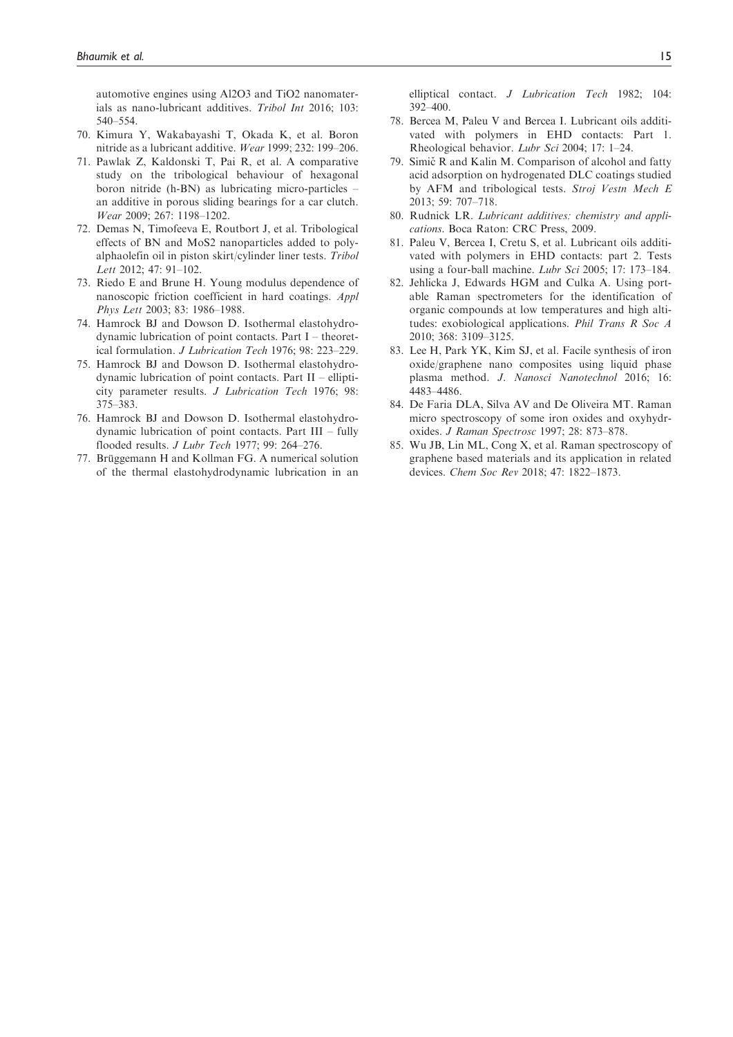automotive engines using Al2O3 and TiO2 nanomaterials as nano-lubricant additives. *Tribol Int* 2016; 103: 540–554.

70. Kimura Y, Wakabayashi T, Okada K, et al. Boron nitride as a lubricant additive. *Wear* 1999; 232: 199–206.
71. Pawlak Z, Kaldonski T, Pai R, et al. A comparative study on the tribological behaviour of hexagonal boron nitride (h-BN) as lubricating micro-particles – an additive in porous sliding bearings for a car clutch. *Wear* 2009; 267: 1198–1202.
72. Demas N, Timofeeva E, Routbort J, et al. Tribological effects of BN and MoS2 nanoparticles added to polyalphaolefin oil in piston skirt/cylinder liner tests. *Tribol Lett* 2012; 47: 91–102.
73. Riedo E and Brune H. Young modulus dependence of nanoscopic friction coefficient in hard coatings. *Appl Phys Lett* 2003; 83: 1986–1988.
74. Hamrock BJ and Dowson D. Isothermal elastohydrodynamic lubrication of point contacts. Part I – theoretical formulation. *J Lubrication Tech* 1976; 98: 223–229.
75. Hamrock BJ and Dowson D. Isothermal elastohydrodynamic lubrication of point contacts. Part II – ellipticity parameter results. *J Lubrication Tech* 1976; 98: 375–383.
76. Hamrock BJ and Dowson D. Isothermal elastohydrodynamic lubrication of point contacts. Part III – fully flooded results. *J Lubr Tech* 1977; 99: 264–276.
77. Brüggemann H and Kollman FG. A numerical solution of the thermal elastohydrodynamic lubrication in an elliptical contact. *J Lubrication Tech* 1982; 104: 392–400.
78. Bercea M, Paleu V and Bercea I. Lubricant oils additivated with polymers in EHD contacts: Part 1. Rheological behavior. *Lubr Sci* 2004; 17: 1–24.
79. Simič R and Kalin M. Comparison of alcohol and fatty acid adsorption on hydrogenated DLC coatings studied by AFM and tribological tests. *Stroj Vestn Mech E* 2013; 59: 707–718.
80. Rudnick LR. *Lubricant additives: chemistry and applications*. Boca Raton: CRC Press, 2009.
81. Paleu V, Bercea I, Cretu S, et al. Lubricant oils additivated with polymers in EHD contacts: part 2. Tests using a four-ball machine. *Lubr Sci* 2005; 17: 173–184.
82. Jehlicka J, Edwards HGM and Culka A. Using portable Raman spectrometers for the identification of organic compounds at low temperatures and high altitudes: exobiological applications. *Phil Trans R Soc A* 2010; 368: 3109–3125.
83. Lee H, Park YK, Kim SJ, et al. Facile synthesis of iron oxide/graphene nano composites using liquid phase plasma method. *J. Nanosci Nanotechnol* 2016; 16: 4483–4486.
84. De Faria DLA, Silva AV and De Oliveira MT. Raman micro spectroscopy of some iron oxides and oxyhydroxides. *J Raman Spectrosc* 1997; 28: 873–878.
85. Wu JB, Lin ML, Cong X, et al. Raman spectroscopy of graphene based materials and its application in related devices. *Chem Soc Rev* 2018; 47: 1822–1873.